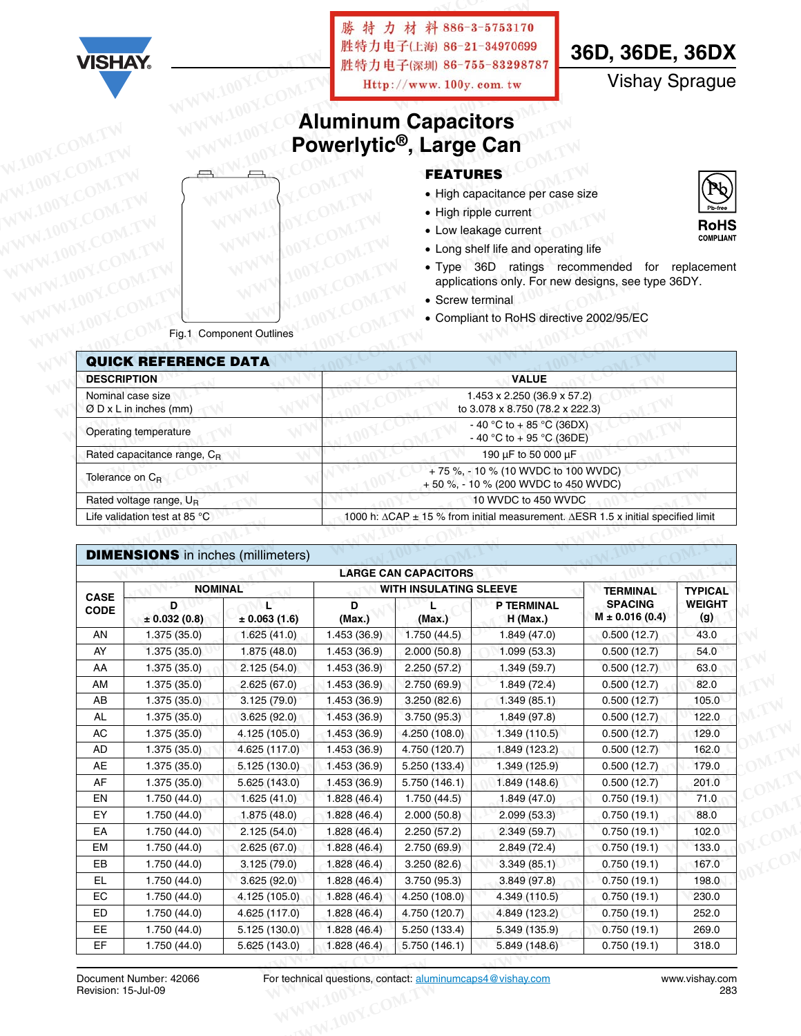# 36D, 36DE, 36DX

Vishay Sprague

# Aluminum Capacitors Powerlytic®, Large Can

Fig.1 Component Outlines

## FEATURES

- High capacitance per case size
- High ripple current
- Low leakage current
- Long shelf life and operating life
- Type 36D ratings recommended for replacement applications only. For new designs, see type 36DY.
- Screw terminal
- Compliant to RoHS directive 2002/95/EC

RoHS COMPLIANT

## QUICK REFERENCE DATA

| DESCRIPTION | VALUE |
|---|---|
| Nominal case size Ø D x L in inches (mm) | 1.453 x 2.250 (36.9 x 57.2) to 3.078 x 8.750 (78.2 x 222.3) |
| Operating temperature | - 40 °C to + 85 °C (36DX) - 40 °C to + 95 °C (36DE) |
| Rated capacitance range, $C_R$ | 190 µF to 50 000 µF |
| Tolerance on $C_R$ | + 75 %, - 10 % (10 WVDC to 100 WVDC) + 50 %, - 10 % (200 WVDC to 450 WVDC) |
| Rated voltage range, $U_R$ | 10 WVDC to 450 WVDC |
| Life validation test at 85 °C | 1000 h: ΔCAP ± 15 % from initial measurement. ΔESR 1.5 x initial specified limit |

## DIMENSIONS in inches (millimeters)

| CASE CODE | NOMINAL | | WITH INSULATING SLEEVE | | | TERMINAL SPACING | TYPICAL WEIGHT |
|---|---|---|---|---|---|---|---|
| | D ± 0.032 (0.8) | L ± 0.063 (1.6) | D (Max.) | L (Max.) | P TERMINAL H (Max.) | M ± 0.016 (0.4) | (g) |
| AN | 1.375 (35.0) | 1.625 (41.0) | 1.453 (36.9) | 1.750 (44.5) | 1.849 (47.0) | 0.500 (12.7) | 43.0 |
| AY | 1.375 (35.0) | 1.875 (48.0) | 1.453 (36.9) | 2.000 (50.8) | 1.099 (53.3) | 0.500 (12.7) | 54.0 |
| AA | 1.375 (35.0) | 2.125 (54.0) | 1.453 (36.9) | 2.250 (57.2) | 1.349 (59.7) | 0.500 (12.7) | 63.0 |
| AM | 1.375 (35.0) | 2.625 (67.0) | 1.453 (36.9) | 2.750 (69.9) | 1.849 (72.4) | 0.500 (12.7) | 82.0 |
| AB | 1.375 (35.0) | 3.125 (79.0) | 1.453 (36.9) | 3.250 (82.6) | 1.349 (85.1) | 0.500 (12.7) | 105.0 |
| AL | 1.375 (35.0) | 3.625 (92.0) | 1.453 (36.9) | 3.750 (95.3) | 1.849 (97.8) | 0.500 (12.7) | 122.0 |
| AC | 1.375 (35.0) | 4.125 (105.0) | 1.453 (36.9) | 4.250 (108.0) | 1.349 (110.5) | 0.500 (12.7) | 129.0 |
| AD | 1.375 (35.0) | 4.625 (117.0) | 1.453 (36.9) | 4.750 (120.7) | 1.849 (123.2) | 0.500 (12.7) | 162.0 |
| AE | 1.375 (35.0) | 5.125 (130.0) | 1.453 (36.9) | 5.250 (133.4) | 1.349 (125.9) | 0.500 (12.7) | 179.0 |
| AF | 1.375 (35.0) | 5.625 (143.0) | 1.453 (36.9) | 5.750 (146.1) | 1.849 (148.6) | 0.500 (12.7) | 201.0 |
| EN | 1.750 (44.0) | 1.625 (41.0) | 1.828 (46.4) | 1.750 (44.5) | 1.849 (47.0) | 0.750 (19.1) | 71.0 |
| EY | 1.750 (44.0) | 1.875 (48.0) | 1.828 (46.4) | 2.000 (50.8) | 2.099 (53.3) | 0.750 (19.1) | 88.0 |
| EA | 1.750 (44.0) | 2.125 (54.0) | 1.828 (46.4) | 2.250 (57.2) | 2.349 (59.7) | 0.750 (19.1) | 102.0 |
| EM | 1.750 (44.0) | 2.625 (67.0) | 1.828 (46.4) | 2.750 (69.9) | 2.849 (72.4) | 0.750 (19.1) | 133.0 |
| EB | 1.750 (44.0) | 3.125 (79.0) | 1.828 (46.4) | 3.250 (82.6) | 3.349 (85.1) | 0.750 (19.1) | 167.0 |
| EL | 1.750 (44.0) | 3.625 (92.0) | 1.828 (46.4) | 3.750 (95.3) | 3.849 (97.8) | 0.750 (19.1) | 198.0 |
| EC | 1.750 (44.0) | 4.125 (105.0) | 1.828 (46.4) | 4.250 (108.0) | 4.349 (110.5) | 0.750 (19.1) | 230.0 |
| ED | 1.750 (44.0) | 4.625 (117.0) | 1.828 (46.4) | 4.750 (120.7) | 4.849 (123.2) | 0.750 (19.1) | 252.0 |
| EE | 1.750 (44.0) | 5.125 (130.0) | 1.828 (46.4) | 5.250 (133.4) | 5.349 (135.9) | 0.750 (19.1) | 269.0 |
| EF | 1.750 (44.0) | 5.625 (143.0) | 1.828 (46.4) | 5.750 (146.1) | 5.849 (148.6) | 0.750 (19.1) | 318.0 |

Document Number: 42066
Revision: 15-Jul-09

For technical questions, contact: aluminumcaps4@vishay.com

www.vishay.com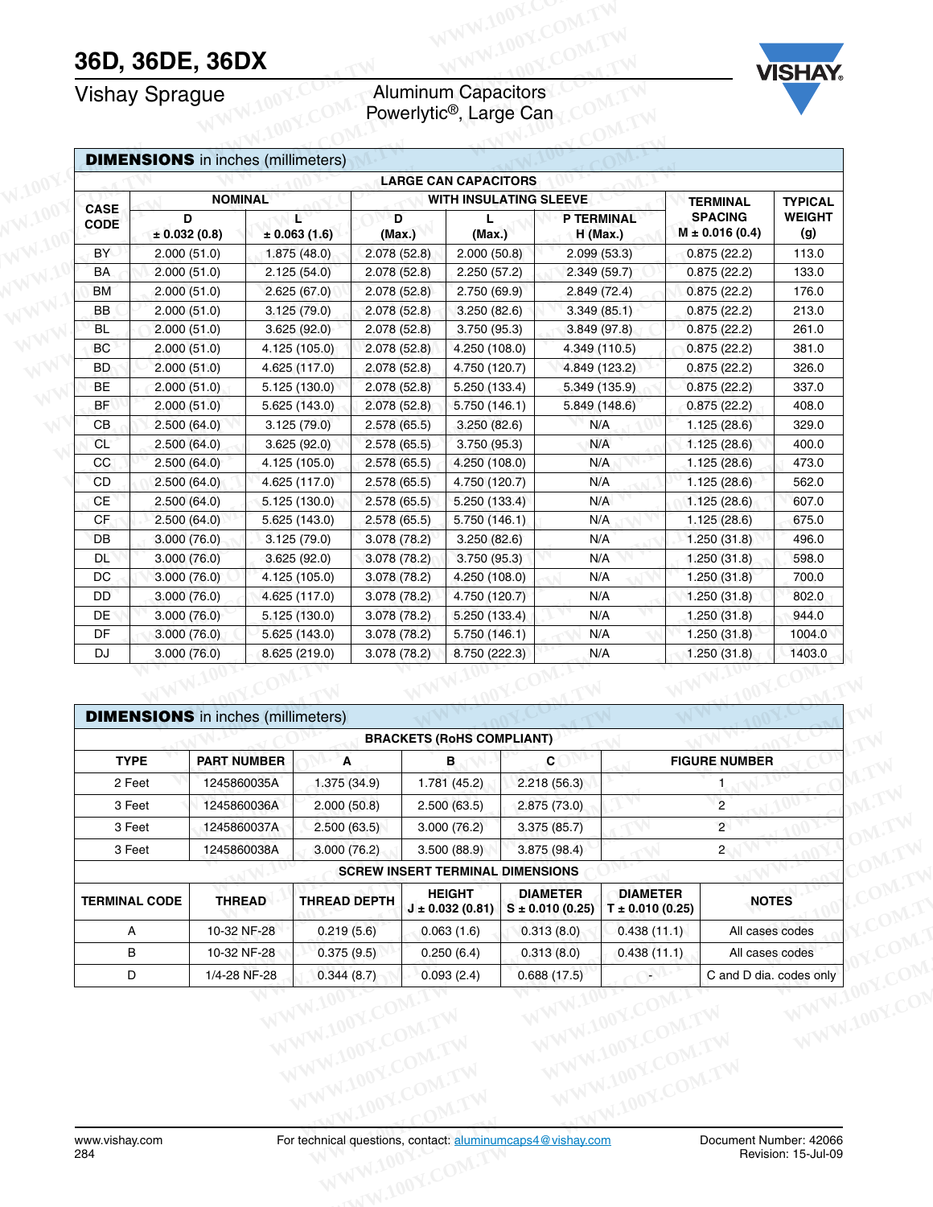## DIMENSIONS in inches (millimeters)

| CASE CODE | LARGE CAN CAPACITORS | | | | | TERMINAL SPACING M ± 0.016 (0.4) | TYPICAL WEIGHT (g) |
|---|---|---|---|---|---|---|---|
| | NOMINAL | | WITH INSULATING SLEEVE | | | | |
| | D ± 0.032 (0.8) | L ± 0.063 (1.6) | D (Max.) | L (Max.) | P TERMINAL H (Max.) | | |
| BY | 2.000 (51.0) | 1.875 (48.0) | 2.078 (52.8) | 2.000 (50.8) | 2.099 (53.3) | 0.875 (22.2) | 113.0 |
| BA | 2.000 (51.0) | 2.125 (54.0) | 2.078 (52.8) | 2.250 (57.2) | 2.349 (59.7) | 0.875 (22.2) | 133.0 |
| BM | 2.000 (51.0) | 2.625 (67.0) | 2.078 (52.8) | 2.750 (69.9) | 2.849 (72.4) | 0.875 (22.2) | 176.0 |
| BB | 2.000 (51.0) | 3.125 (79.0) | 2.078 (52.8) | 3.250 (82.6) | 3.349 (85.1) | 0.875 (22.2) | 213.0 |
| BL | 2.000 (51.0) | 3.625 (92.0) | 2.078 (52.8) | 3.750 (95.3) | 3.849 (97.8) | 0.875 (22.2) | 261.0 |
| BC | 2.000 (51.0) | 4.125 (105.0) | 2.078 (52.8) | 4.250 (108.0) | 4.349 (110.5) | 0.875 (22.2) | 381.0 |
| BD | 2.000 (51.0) | 4.625 (117.0) | 2.078 (52.8) | 4.750 (120.7) | 4.849 (123.2) | 0.875 (22.2) | 326.0 |
| BE | 2.000 (51.0) | 5.125 (130.0) | 2.078 (52.8) | 5.250 (133.4) | 5.349 (135.9) | 0.875 (22.2) | 337.0 |
| BF | 2.000 (51.0) | 5.625 (143.0) | 2.078 (52.8) | 5.750 (146.1) | 5.849 (148.6) | 0.875 (22.2) | 408.0 |
| CB | 2.500 (64.0) | 3.125 (79.0) | 2.578 (65.5) | 3.250 (82.6) | N/A | 1.125 (28.6) | 329.0 |
| CL | 2.500 (64.0) | 3.625 (92.0) | 2.578 (65.5) | 3.750 (95.3) | N/A | 1.125 (28.6) | 400.0 |
| CC | 2.500 (64.0) | 4.125 (105.0) | 2.578 (65.5) | 4.250 (108.0) | N/A | 1.125 (28.6) | 473.0 |
| CD | 2.500 (64.0) | 4.625 (117.0) | 2.578 (65.5) | 4.750 (120.7) | N/A | 1.125 (28.6) | 562.0 |
| CE | 2.500 (64.0) | 5.125 (130.0) | 2.578 (65.5) | 5.250 (133.4) | N/A | 1.125 (28.6) | 607.0 |
| CF | 2.500 (64.0) | 5.625 (143.0) | 2.578 (65.5) | 5.750 (146.1) | N/A | 1.125 (28.6) | 675.0 |
| DB | 3.000 (76.0) | 3.125 (79.0) | 3.078 (78.2) | 3.250 (82.6) | N/A | 1.250 (31.8) | 496.0 |
| DL | 3.000 (76.0) | 3.625 (92.0) | 3.078 (78.2) | 3.750 (95.3) | N/A | 1.250 (31.8) | 598.0 |
| DC | 3.000 (76.0) | 4.125 (105.0) | 3.078 (78.2) | 4.250 (108.0) | N/A | 1.250 (31.8) | 700.0 |
| DD | 3.000 (76.0) | 4.625 (117.0) | 3.078 (78.2) | 4.750 (120.7) | N/A | 1.250 (31.8) | 802.0 |
| DE | 3.000 (76.0) | 5.125 (130.0) | 3.078 (78.2) | 5.250 (133.4) | N/A | 1.250 (31.8) | 944.0 |
| DF | 3.000 (76.0) | 5.625 (143.0) | 3.078 (78.2) | 5.750 (146.1) | N/A | 1.250 (31.8) | 1004.0 |
| DJ | 3.000 (76.0) | 8.625 (219.0) | 3.078 (78.2) | 8.750 (222.3) | N/A | 1.250 (31.8) | 1403.0 |

## DIMENSIONS in inches (millimeters)

**BRACKETS (RoHS COMPLIANT)**

| TYPE | PART NUMBER | A | B | C | FIGURE NUMBER |
|---|---|---|---|---|---|
| 2 Feet | 1245860035A | 1.375 (34.9) | 1.781 (45.2) | 2.218 (56.3) | 1 |
| 3 Feet | 1245860036A | 2.000 (50.8) | 2.500 (63.5) | 2.875 (73.0) | 2 |
| 3 Feet | 1245860037A | 2.500 (63.5) | 3.000 (76.2) | 3.375 (85.7) | 2 |
| 3 Feet | 1245860038A | 3.000 (76.2) | 3.500 (88.9) | 3.875 (98.4) | 2 |

**SCREW INSERT TERMINAL DIMENSIONS**

| TERMINAL CODE | THREAD | THREAD DEPTH | HEIGHT J ± 0.032 (0.81) | DIAMETER S ± 0.010 (0.25) | DIAMETER T ± 0.010 (0.25) | NOTES |
|---|---|---|---|---|---|---|
| A | 10-32 NF-28 | 0.219 (5.6) | 0.063 (1.6) | 0.313 (8.0) | 0.438 (11.1) | All cases codes |
| B | 10-32 NF-28 | 0.375 (9.5) | 0.250 (6.4) | 0.313 (8.0) | 0.438 (11.1) | All cases codes |
| D | 1/4-28 NF-28 | 0.344 (8.7) | 0.093 (2.4) | 0.688 (17.5) | - | C and D dia. codes only |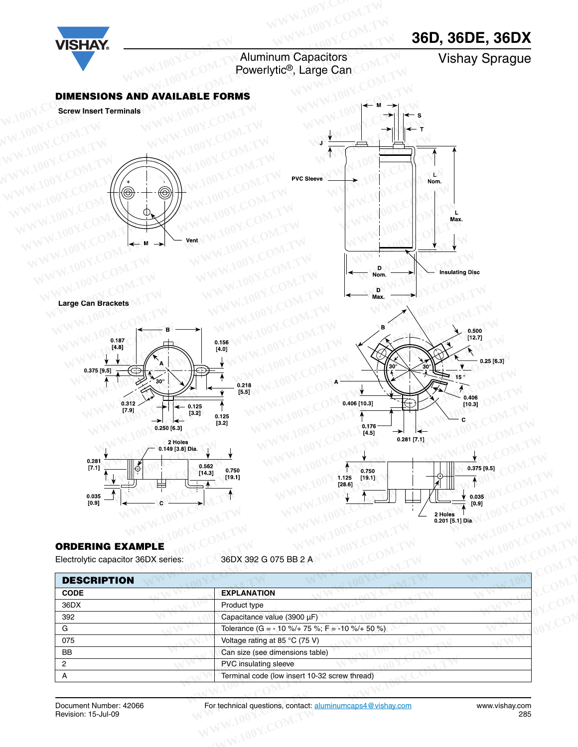## DIMENSIONS AND AVAILABLE FORMS

**Screw Insert Terminals**

M, Vent, PVC Sleeve, J, S, T, L Nom., L Max., D Nom., D Max., Insulating Disc

**Large Can Brackets**

B, A, C, 0.187 [4.8], 0.375 [9.5], 0.156 [4.0], 0.218 [5.5], 30°, 0.312 [7.9], 0.125 [3.2], 0.125 [3.2], 0.250 [6.3], 2 Holes 0.149 [3.8] Dia., 0.281 [7.1], 0.562 [14.3], 0.750 [19.1], 0.035 [0.9]

0.500 [12.7], 0.25 [6.3], 15°, 30°, 30°, 0.406 [10.3], 0.406 [10.3], 0.176 [4.5], 0.281 [7.1], 0.750 [19.1], 1.125 [28.6], 0.375 [9.5], 0.035 [0.9], 2 Holes 0.201 [5.1] Dia.

## ORDERING EXAMPLE

Electrolytic capacitor 36DX series: 36DX 392 G 075 BB 2 A

| DESCRIPTION | |
|---|---|
| **CODE** | **EXPLANATION** |
| 36DX | Product type |
| 392 | Capacitance value (3900 µF) |
| G | Tolerance (G = - 10 %/+ 75 %; F = -10 %/+ 50 %) |
| 075 | Voltage rating at 85 °C (75 V) |
| BB | Can size (see dimensions table) |
| 2 | PVC insulating sleeve |
| A | Terminal code (low insert 10-32 screw thread) |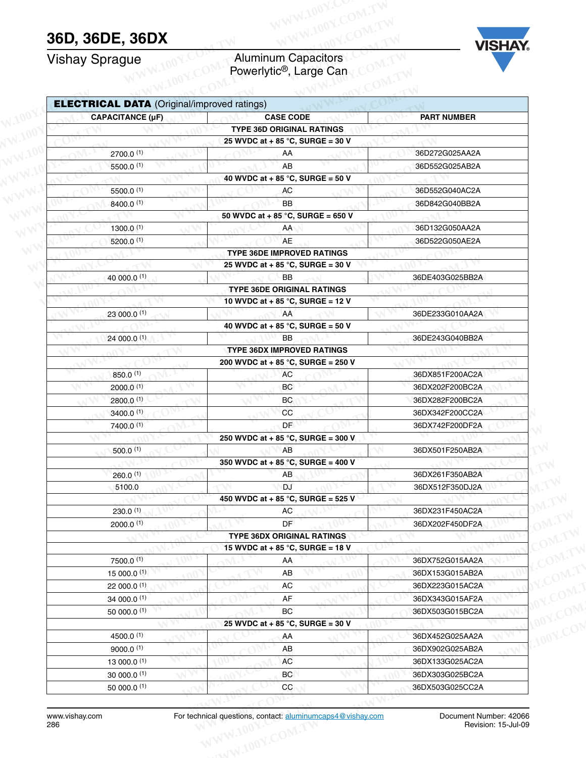| ELECTRICAL DATA (Original/improved ratings) | | |
|---|---|---|
| CAPACITANCE (µF) | CASE CODE | PART NUMBER |
| | TYPE 36D ORIGINAL RATINGS | |
| | 25 WVDC at + 85 °C, SURGE = 30 V | |
| 2700.0 [(1)] | AA | 36D272G025AA2A |
| 5500.0 [(1)] | AB | 36D552G025AB2A |
| | 40 WVDC at + 85 °C, SURGE = 50 V | |
| 5500.0 [(1)] | AC | 36D552G040AC2A |
| 8400.0 [(1)] | BB | 36D842G040BB2A |
| | 50 WVDC at + 85 °C, SURGE = 650 V | |
| 1300.0 [(1)] | AA | 36D132G050AA2A |
| 5200.0 [(1)] | AE | 36D522G050AE2A |
| | TYPE 36DE IMPROVED RATINGS | |
| | 25 WVDC at + 85 °C, SURGE = 30 V | |
| 40 000.0 [(1)] | BB | 36DE403G025BB2A |
| | TYPE 36DE ORIGINAL RATINGS | |
| | 10 WVDC at + 85 °C, SURGE = 12 V | |
| 23 000.0 [(1)] | AA | 36DE233G010AA2A |
| | 40 WVDC at + 85 °C, SURGE = 50 V | |
| 24 000.0 [(1)] | BB | 36DE243G040BB2A |
| | TYPE 36DX IMPROVED RATINGS | |
| | 200 WVDC at + 85 °C, SURGE = 250 V | |
| 850.0 [(1)] | AC | 36DX851F200AC2A |
| 2000.0 [(1)] | BC | 36DX202F200BC2A |
| 2800.0 [(1)] | BC | 36DX282F200BC2A |
| 3400.0 [(1)] | CC | 36DX342F200CC2A |
| 7400.0 [(1)] | DF | 36DX742F200DF2A |
| | 250 WVDC at + 85 °C, SURGE = 300 V | |
| 500.0 [(1)] | AB | 36DX501F250AB2A |
| | 350 WVDC at + 85 °C, SURGE = 400 V | |
| 260.0 [(1)] | AB | 36DX261F350AB2A |
| 5100.0 | DJ | 36DX512F350DJ2A |
| | 450 WVDC at + 85 °C, SURGE = 525 V | |
| 230.0 [(1)] | AC | 36DX231F450AC2A |
| 2000.0 [(1)] | DF | 36DX202F450DF2A |
| | TYPE 36DX ORIGINAL RATINGS | |
| | 15 WVDC at + 85 °C, SURGE = 18 V | |
| 7500.0 [(1)] | AA | 36DX752G015AA2A |
| 15 000.0 [(1)] | AB | 36DX153G015AB2A |
| 22 000.0 [(1)] | AC | 36DX223G015AC2A |
| 34 000.0 [(1)] | AF | 36DX343G015AF2A |
| 50 000.0 [(1)] | BC | 36DX503G015BC2A |
| | 25 WVDC at + 85 °C, SURGE = 30 V | |
| 4500.0 [(1)] | AA | 36DX452G025AA2A |
| 9000.0 [(1)] | AB | 36DX902G025AB2A |
| 13 000.0 [(1)] | AC | 36DX133G025AC2A |
| 30 000.0 [(1)] | BC | 36DX303G025BC2A |
| 50 000.0 [(1)] | CC | 36DX503G025CC2A |

For technical questions, contact: aluminumcaps4@vishay.com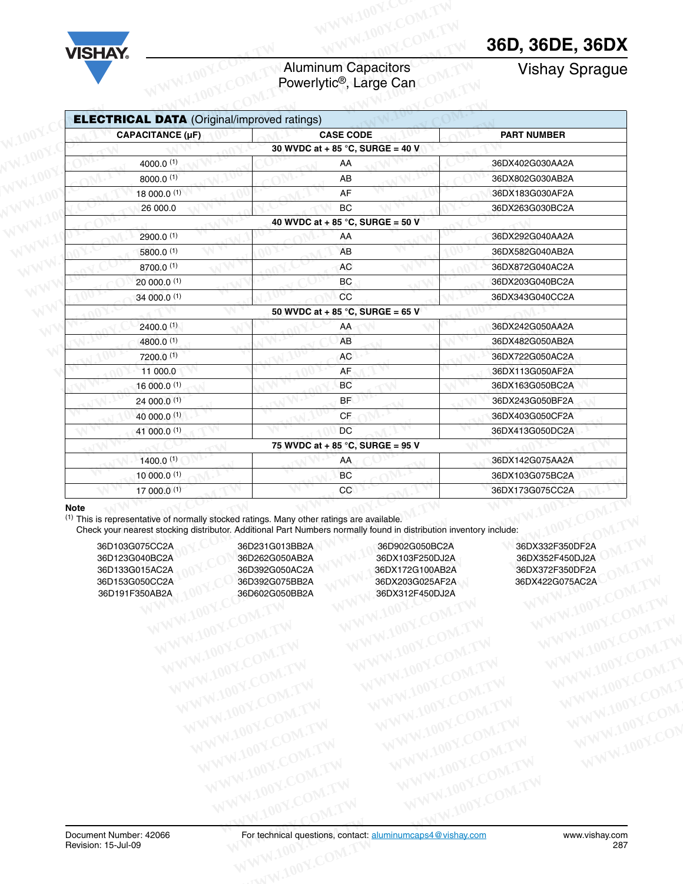| ELECTRICAL DATA (Original/improved ratings) | | |
|---|---|---|
| CAPACITANCE (µF) | CASE CODE | PART NUMBER |
| | 30 WVDC at + 85 °C, SURGE = 40 V | |
| 4000.0 [(1)] | AA | 36DX402G030AA2A |
| 8000.0 [(1)] | AB | 36DX802G030AB2A |
| 18 000.0 [(1)] | AF | 36DX183G030AF2A |
| 26 000.0 | BC | 36DX263G030BC2A |
| | 40 WVDC at + 85 °C, SURGE = 50 V | |
| 2900.0 [(1)] | AA | 36DX292G040AA2A |
| 5800.0 [(1)] | AB | 36DX582G040AB2A |
| 8700.0 [(1)] | AC | 36DX872G040AC2A |
| 20 000.0 [(1)] | BC | 36DX203G040BC2A |
| 34 000.0 [(1)] | CC | 36DX343G040CC2A |
| | 50 WVDC at + 85 °C, SURGE = 65 V | |
| 2400.0 [(1)] | AA | 36DX242G050AA2A |
| 4800.0 [(1)] | AB | 36DX482G050AB2A |
| 7200.0 [(1)] | AC | 36DX722G050AC2A |
| 11 000.0 | AF | 36DX113G050AF2A |
| 16 000.0 [(1)] | BC | 36DX163G050BC2A |
| 24 000.0 [(1)] | BF | 36DX243G050BF2A |
| 40 000.0 [(1)] | CF | 36DX403G050CF2A |
| 41 000.0 [(1)] | DC | 36DX413G050DC2A |
| | 75 WVDC at + 85 °C, SURGE = 95 V | |
| 1400.0 [(1)] | AA | 36DX142G075AA2A |
| 10 000.0 [(1)] | BC | 36DX103G075BC2A |
| 17 000.0 [(1)] | CC | 36DX173G075CC2A |

**Note**

(1) This is representative of normally stocked ratings. Many other ratings are available.
Check your nearest stocking distributor. Additional Part Numbers normally found in distribution inventory include:

| | | | |
|---|---|---|---|
| 36D103G075CC2A | 36D231G013BB2A | 36D902G050BC2A | 36DX332F350DF2A |
| 36D123G040BC2A | 36D262G050AB2A | 36DX103F250DJ2A | 36DX352F450DJ2A |
| 36D133G015AC2A | 36D392G050AC2A | 36DX172G100AB2A | 36DX372F350DF2A |
| 36D153G050CC2A | 36D392G075BB2A | 36DX203G025AF2A | 36DX422G075AC2A |
| 36D191F350AB2A | 36D602G050BB2A | 36DX312F450DJ2A | |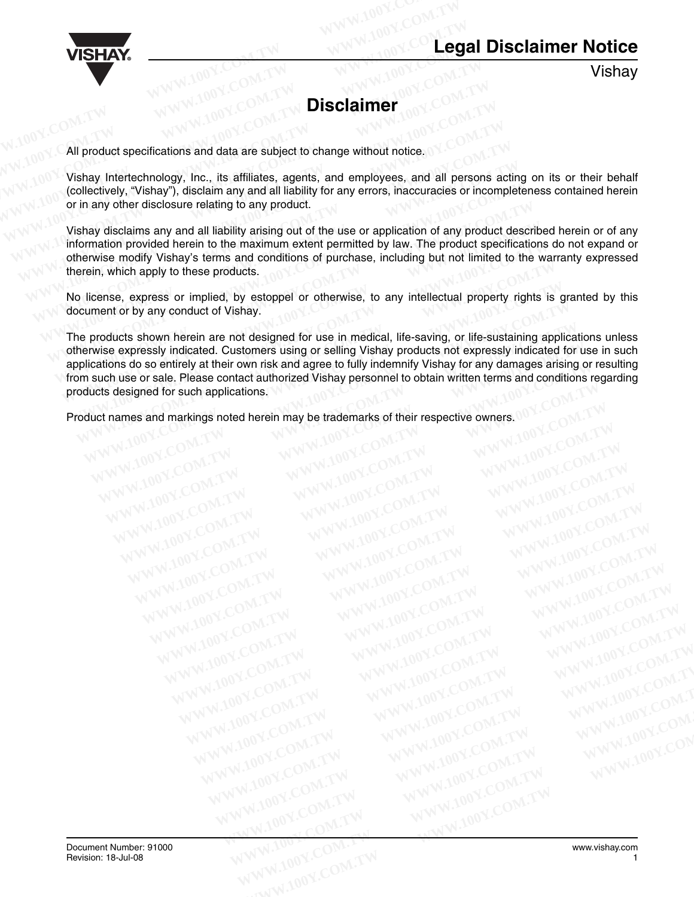# Legal Disclaimer Notice

Vishay

## Disclaimer

All product specifications and data are subject to change without notice.

Vishay Intertechnology, Inc., its affiliates, agents, and employees, and all persons acting on its or their behalf (collectively, "Vishay"), disclaim any and all liability for any errors, inaccuracies or incompleteness contained herein or in any other disclosure relating to any product.

Vishay disclaims any and all liability arising out of the use or application of any product described herein or of any information provided herein to the maximum extent permitted by law. The product specifications do not expand or otherwise modify Vishay's terms and conditions of purchase, including but not limited to the warranty expressed therein, which apply to these products.

No license, express or implied, by estoppel or otherwise, to any intellectual property rights is granted by this document or by any conduct of Vishay.

The products shown herein are not designed for use in medical, life-saving, or life-sustaining applications unless otherwise expressly indicated. Customers using or selling Vishay products not expressly indicated for use in such applications do so entirely at their own risk and agree to fully indemnify Vishay for any damages arising or resulting from such use or sale. Please contact authorized Vishay personnel to obtain written terms and conditions regarding products designed for such applications.

Product names and markings noted herein may be trademarks of their respective owners.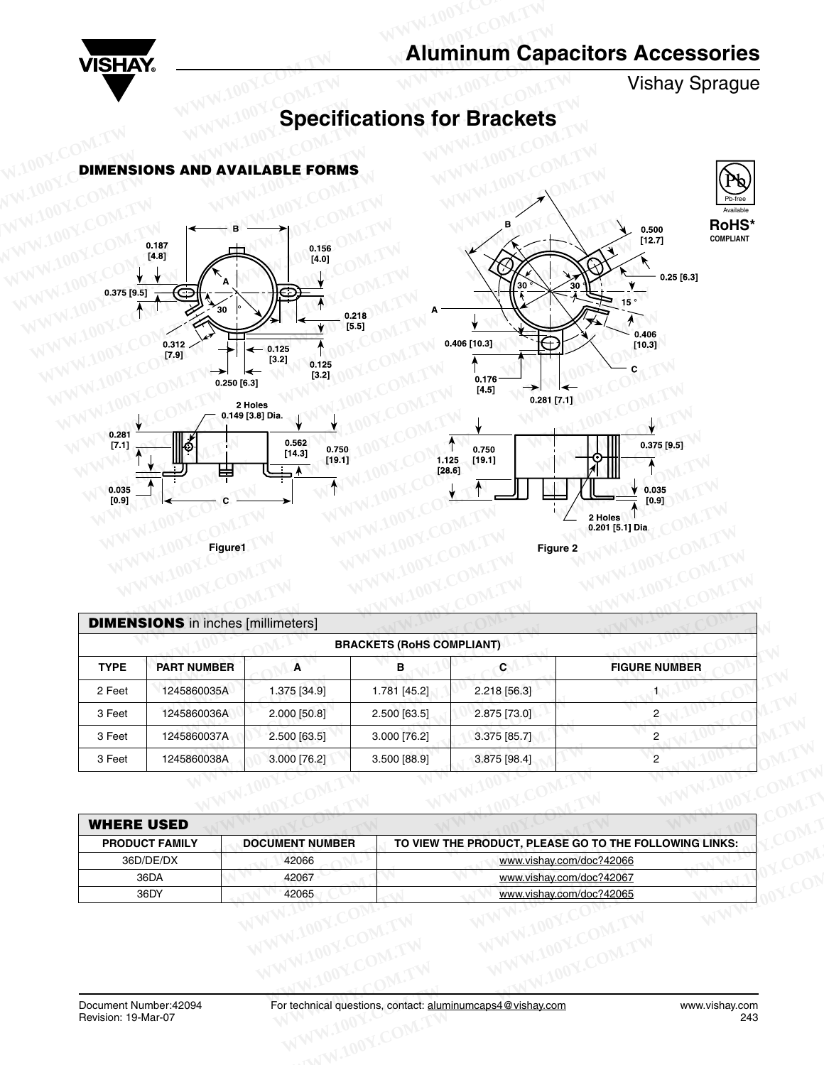# Aluminum Capacitors Accessories

Vishay Sprague

## Specifications for Brackets

### DIMENSIONS AND AVAILABLE FORMS

RoHS* COMPLIANT

Figure1

Figure 2

| DIMENSIONS in inches [millimeters] | | | | | |
|---|---|---|---|---|---|
| BRACKETS (RoHS COMPLIANT) | | | | | |
| TYPE | PART NUMBER | A | B | C | FIGURE NUMBER |
| 2 Feet | 1245860035A | 1.375 [34.9] | 1.781 [45.2] | 2.218 [56.3] | 1 |
| 3 Feet | 1245860036A | 2.000 [50.8] | 2.500 [63.5] | 2.875 [73.0] | 2 |
| 3 Feet | 1245860037A | 2.500 [63.5] | 3.000 [76.2] | 3.375 [85.7] | 2 |
| 3 Feet | 1245860038A | 3.000 [76.2] | 3.500 [88.9] | 3.875 [98.4] | 2 |

| WHERE USED | | |
|---|---|---|
| PRODUCT FAMILY | DOCUMENT NUMBER | TO VIEW THE PRODUCT, PLEASE GO TO THE FOLLOWING LINKS: |
| 36D/DE/DX | 42066 | www.vishay.com/doc?42066 |
| 36DA | 42067 | www.vishay.com/doc?42067 |
| 36DY | 42065 | www.vishay.com/doc?42065 |

Document Number:42094
Revision: 19-Mar-07

For technical questions, contact: aluminumcaps4@vishay.com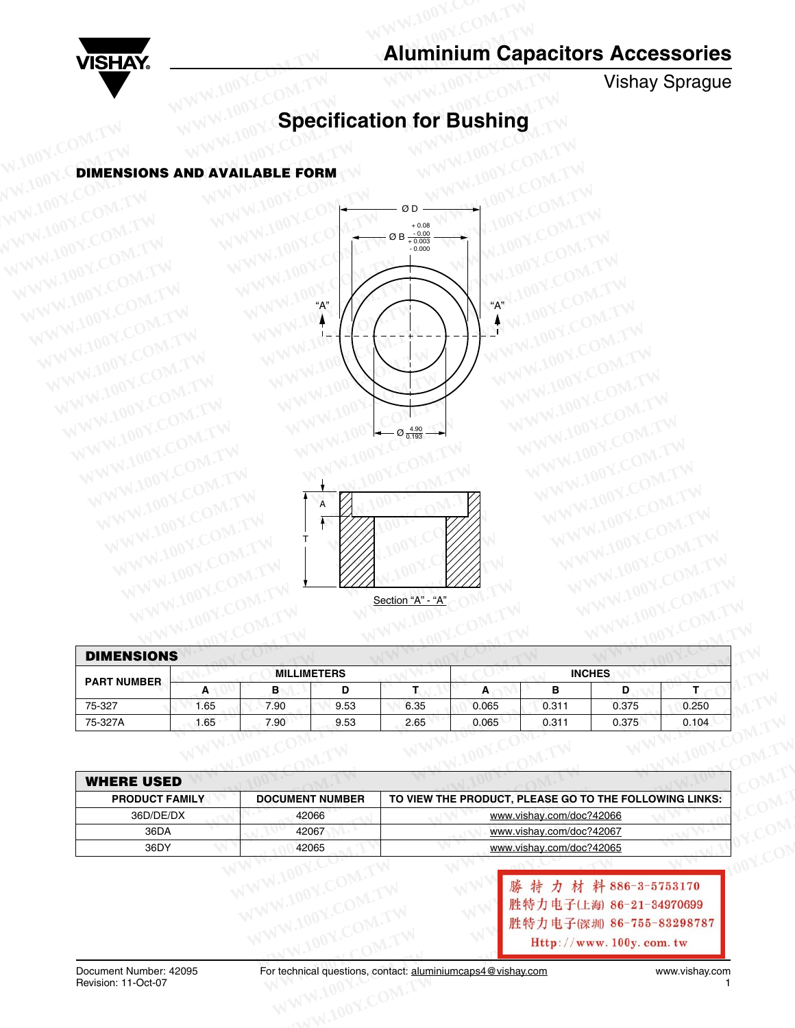# Specification for Bushing

## DIMENSIONS AND AVAILABLE FORM

Ø D

Ø B +0.08 -0.00 / +0.003 -0.000

"A" "A"

Ø 4.90 / 0.193

A

T

Section "A" - "A"

### DIMENSIONS

| PART NUMBER | MILLIMETERS | | | | INCHES | | | |
|---|---|---|---|---|---|---|---|---|
| | A | B | D | T | A | B | D | T |
| 75-327 | 1.65 | 7.90 | 9.53 | 6.35 | 0.065 | 0.311 | 0.375 | 0.250 |
| 75-327A | 1.65 | 7.90 | 9.53 | 2.65 | 0.065 | 0.311 | 0.375 | 0.104 |

### WHERE USED

| PRODUCT FAMILY | DOCUMENT NUMBER | TO VIEW THE PRODUCT, PLEASE GO TO THE FOLLOWING LINKS: |
|---|---|---|
| 36D/DE/DX | 42066 | www.vishay.com/doc?42066 |
| 36DA | 42067 | www.vishay.com/doc?42067 |
| 36DY | 42065 | www.vishay.com/doc?42065 |

勝特力材料 886-3-5753170
胜特力电子(上海) 86-21-34970699
胜特力电子(深圳) 86-755-83298787
Http://www.100y.com.tw

Document Number: 42095
Revision: 11-Oct-07

For technical questions, contact: aluminiumcaps4@vishay.com